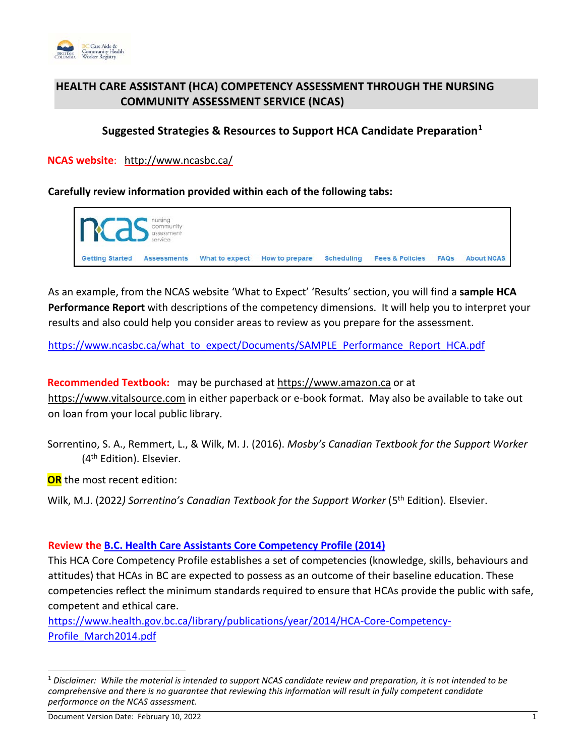# HEALTH CARE ASSISTANT (HCA) COMPETENCY ASSESSMENT THROUGH THE NURSING COMMUNITY ASSESSMENT SERVICE (NCAS)

## Suggested Strategies & Resources to Support HCA Candidate Preparation[1]

**NCAS website**: http://www.ncasbc.ca/

**Carefully review information provided within each of the following tabs:**

Getting Started | Assessments | What to expect | How to prepare | Scheduling | Fees & Policies | FAQs | About NCAS

As an example, from the NCAS website 'What to Expect' 'Results' section, you will find a **sample HCA Performance Report** with descriptions of the competency dimensions. It will help you to interpret your results and also could help you consider areas to review as you prepare for the assessment.

https://www.ncasbc.ca/what_to_expect/Documents/SAMPLE_Performance_Report_HCA.pdf

**Recommended Textbook:** may be purchased at https://www.amazon.ca or at https://www.vitalsource.com in either paperback or e-book format. May also be available to take out on loan from your local public library.

Sorrentino, S. A., Remmert, L., & Wilk, M. J. (2016). *Mosby's Canadian Textbook for the Support Worker* (4th Edition). Elsevier.

**OR** the most recent edition:

Wilk, M.J. (2022*) Sorrentino's Canadian Textbook for the Support Worker* (5th Edition). Elsevier.

**Review the B.C. Health Care Assistants Core Competency Profile (2014)**

This HCA Core Competency Profile establishes a set of competencies (knowledge, skills, behaviours and attitudes) that HCAs in BC are expected to possess as an outcome of their baseline education. These competencies reflect the minimum standards required to ensure that HCAs provide the public with safe, competent and ethical care.

https://www.health.gov.bc.ca/library/publications/year/2014/HCA-Core-Competency-Profile_March2014.pdf

---

[1] *Disclaimer: While the material is intended to support NCAS candidate review and preparation, it is not intended to be comprehensive and there is no guarantee that reviewing this information will result in fully competent candidate performance on the NCAS assessment.*

Document Version Date: February 10, 2022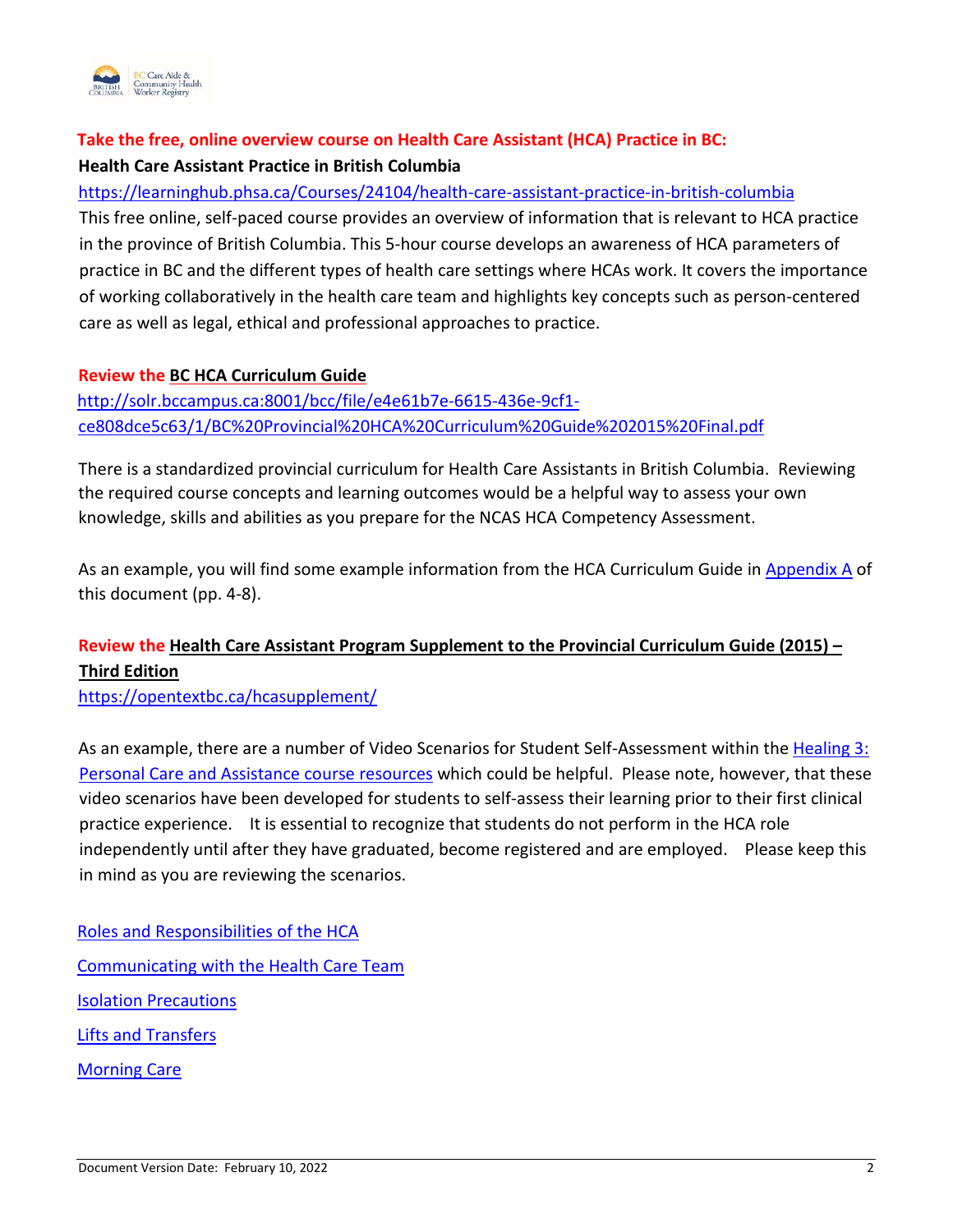**Take the free, online overview course on Health Care Assistant (HCA) Practice in BC:**

**Health Care Assistant Practice in British Columbia**

https://learninghub.phsa.ca/Courses/24104/health-care-assistant-practice-in-british-columbia

This free online, self-paced course provides an overview of information that is relevant to HCA practice in the province of British Columbia. This 5-hour course develops an awareness of HCA parameters of practice in BC and the different types of health care settings where HCAs work. It covers the importance of working collaboratively in the health care team and highlights key concepts such as person-centered care as well as legal, ethical and professional approaches to practice.

**Review the BC HCA Curriculum Guide**

http://solr.bccampus.ca:8001/bcc/file/e4e61b7e-6615-436e-9cf1-ce808dce5c63/1/BC%20Provincial%20HCA%20Curriculum%20Guide%202015%20Final.pdf

There is a standardized provincial curriculum for Health Care Assistants in British Columbia. Reviewing the required course concepts and learning outcomes would be a helpful way to assess your own knowledge, skills and abilities as you prepare for the NCAS HCA Competency Assessment.

As an example, you will find some example information from the HCA Curriculum Guide in Appendix A of this document (pp. 4-8).

**Review the Health Care Assistant Program Supplement to the Provincial Curriculum Guide (2015) – Third Edition**

https://opentextbc.ca/hcasupplement/

As an example, there are a number of Video Scenarios for Student Self-Assessment within the Healing 3: Personal Care and Assistance course resources which could be helpful. Please note, however, that these video scenarios have been developed for students to self-assess their learning prior to their first clinical practice experience. It is essential to recognize that students do not perform in the HCA role independently until after they have graduated, become registered and are employed. Please keep this in mind as you are reviewing the scenarios.

Roles and Responsibilities of the HCA

Communicating with the Health Care Team

Isolation Precautions

Lifts and Transfers

Morning Care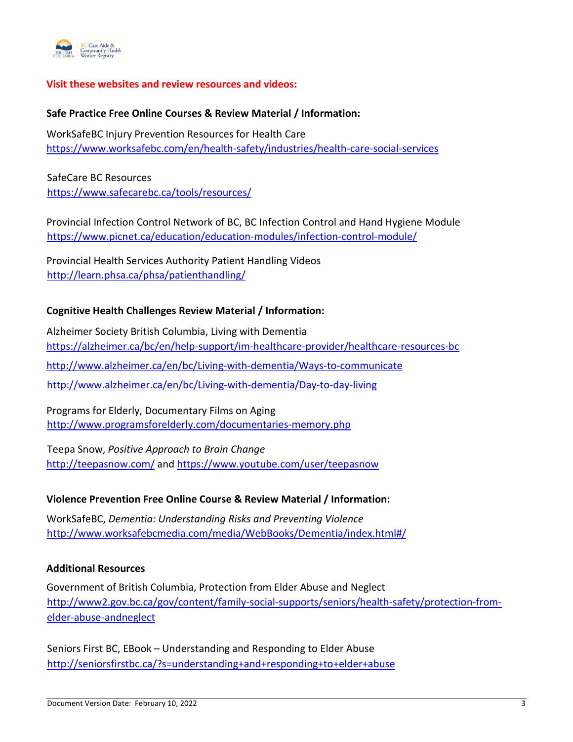**Visit these websites and review resources and videos:**

**Safe Practice Free Online Courses & Review Material / Information:**

WorkSafeBC Injury Prevention Resources for Health Care
https://www.worksafebc.com/en/health-safety/industries/health-care-social-services

SafeCare BC Resources
https://www.safecarebc.ca/tools/resources/

Provincial Infection Control Network of BC, BC Infection Control and Hand Hygiene Module
https://www.picnet.ca/education/education-modules/infection-control-module/

Provincial Health Services Authority Patient Handling Videos
http://learn.phsa.ca/phsa/patienthandling/

**Cognitive Health Challenges Review Material / Information:**

Alzheimer Society British Columbia, Living with Dementia
https://alzheimer.ca/bc/en/help-support/im-healthcare-provider/healthcare-resources-bc

http://www.alzheimer.ca/en/bc/Living-with-dementia/Ways-to-communicate

http://www.alzheimer.ca/en/bc/Living-with-dementia/Day-to-day-living

Programs for Elderly, Documentary Films on Aging
http://www.programsforelderly.com/documentaries-memory.php

Teepa Snow, *Positive Approach to Brain Change*
http://teepasnow.com/ and https://www.youtube.com/user/teepasnow

**Violence Prevention Free Online Course & Review Material / Information:**

WorkSafeBC, *Dementia: Understanding Risks and Preventing Violence*
http://www.worksafebcmedia.com/media/WebBooks/Dementia/index.html#/

**Additional Resources**

Government of British Columbia, Protection from Elder Abuse and Neglect
http://www2.gov.bc.ca/gov/content/family-social-supports/seniors/health-safety/protection-from-elder-abuse-andneglect

Seniors First BC, EBook – Understanding and Responding to Elder Abuse
http://seniorsfirstbc.ca/?s=understanding+and+responding+to+elder+abuse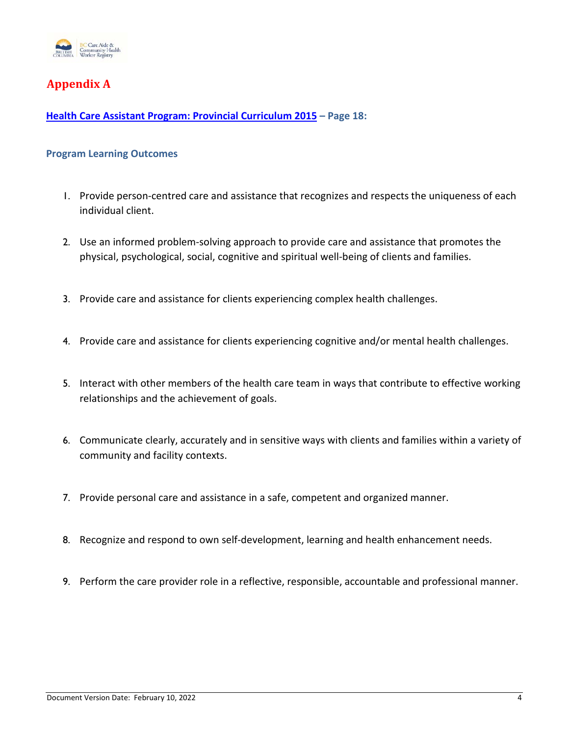# Appendix A

**Health Care Assistant Program: Provincial Curriculum 2015 – Page 18:**

### Program Learning Outcomes

1. Provide person-centred care and assistance that recognizes and respects the uniqueness of each individual client.
2. Use an informed problem-solving approach to provide care and assistance that promotes the physical, psychological, social, cognitive and spiritual well-being of clients and families.
3. Provide care and assistance for clients experiencing complex health challenges.
4. Provide care and assistance for clients experiencing cognitive and/or mental health challenges.
5. Interact with other members of the health care team in ways that contribute to effective working relationships and the achievement of goals.
6. Communicate clearly, accurately and in sensitive ways with clients and families within a variety of community and facility contexts.
7. Provide personal care and assistance in a safe, competent and organized manner.
8. Recognize and respond to own self-development, learning and health enhancement needs.
9. Perform the care provider role in a reflective, responsible, accountable and professional manner.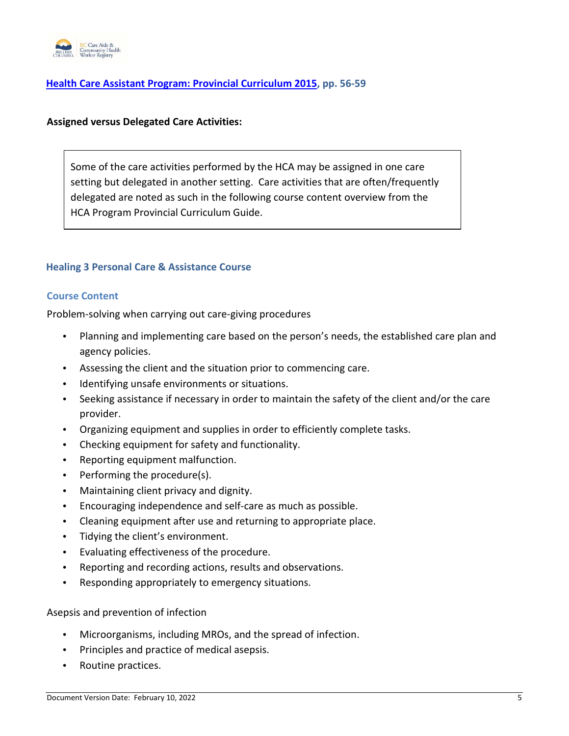**[Health Care Assistant Program: Provincial Curriculum 2015](), pp. 56-59**

**Assigned versus Delegated Care Activities:**

> Some of the care activities performed by the HCA may be assigned in one care setting but delegated in another setting. Care activities that are often/frequently delegated are noted as such in the following course content overview from the HCA Program Provincial Curriculum Guide.

## Healing 3 Personal Care & Assistance Course

### Course Content

Problem-solving when carrying out care-giving procedures

- Planning and implementing care based on the person's needs, the established care plan and agency policies.
- Assessing the client and the situation prior to commencing care.
- Identifying unsafe environments or situations.
- Seeking assistance if necessary in order to maintain the safety of the client and/or the care provider.
- Organizing equipment and supplies in order to efficiently complete tasks.
- Checking equipment for safety and functionality.
- Reporting equipment malfunction.
- Performing the procedure(s).
- Maintaining client privacy and dignity.
- Encouraging independence and self-care as much as possible.
- Cleaning equipment after use and returning to appropriate place.
- Tidying the client's environment.
- Evaluating effectiveness of the procedure.
- Reporting and recording actions, results and observations.
- Responding appropriately to emergency situations.

Asepsis and prevention of infection

- Microorganisms, including MROs, and the spread of infection.
- Principles and practice of medical asepsis.
- Routine practices.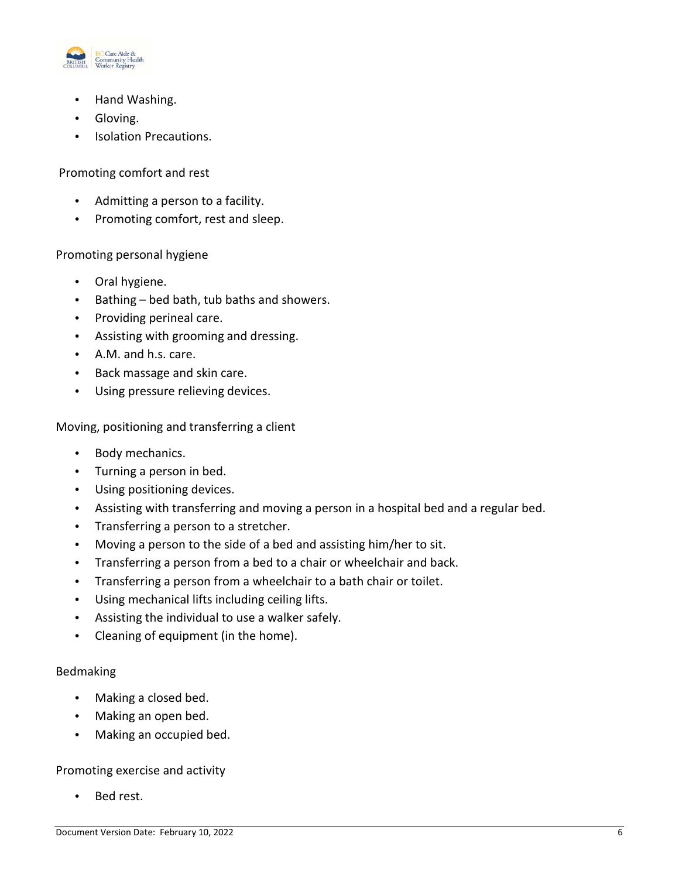- Hand Washing.
- Gloving.
- Isolation Precautions.

Promoting comfort and rest

- Admitting a person to a facility.
- Promoting comfort, rest and sleep.

Promoting personal hygiene

- Oral hygiene.
- Bathing – bed bath, tub baths and showers.
- Providing perineal care.
- Assisting with grooming and dressing.
- A.M. and h.s. care.
- Back massage and skin care.
- Using pressure relieving devices.

Moving, positioning and transferring a client

- Body mechanics.
- Turning a person in bed.
- Using positioning devices.
- Assisting with transferring and moving a person in a hospital bed and a regular bed.
- Transferring a person to a stretcher.
- Moving a person to the side of a bed and assisting him/her to sit.
- Transferring a person from a bed to a chair or wheelchair and back.
- Transferring a person from a wheelchair to a bath chair or toilet.
- Using mechanical lifts including ceiling lifts.
- Assisting the individual to use a walker safely.
- Cleaning of equipment (in the home).

Bedmaking

- Making a closed bed.
- Making an open bed.
- Making an occupied bed.

Promoting exercise and activity

- Bed rest.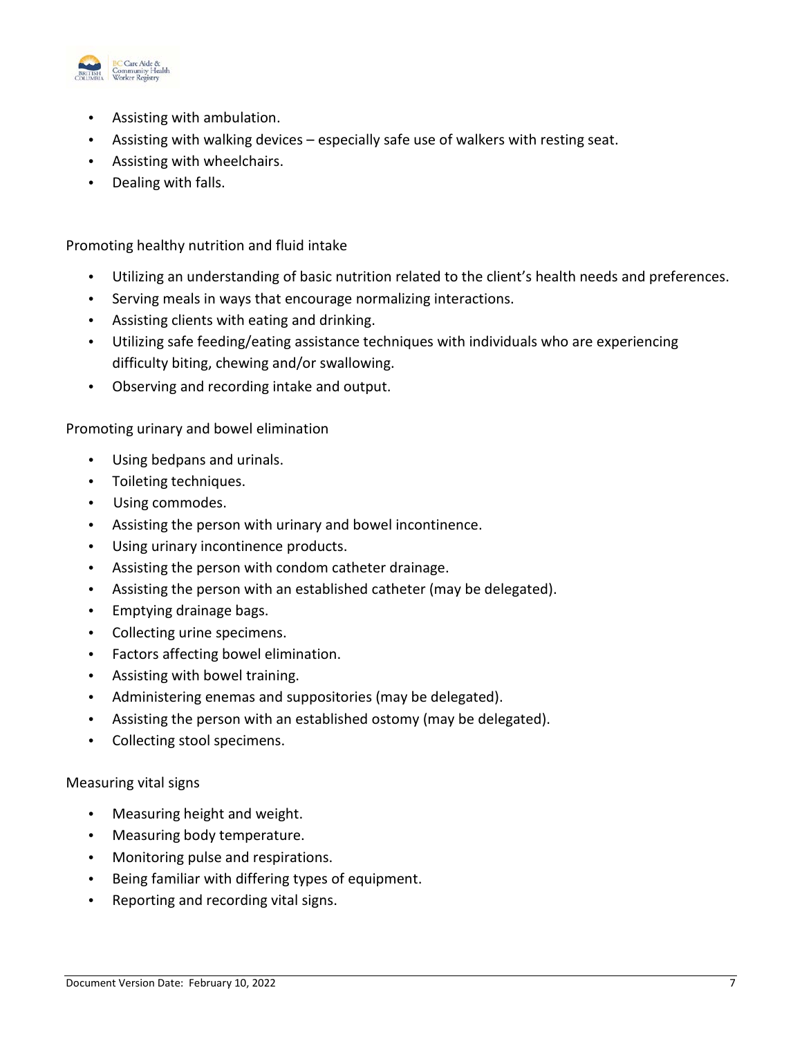- Assisting with ambulation.
- Assisting with walking devices – especially safe use of walkers with resting seat.
- Assisting with wheelchairs.
- Dealing with falls.

Promoting healthy nutrition and fluid intake

- Utilizing an understanding of basic nutrition related to the client's health needs and preferences.
- Serving meals in ways that encourage normalizing interactions.
- Assisting clients with eating and drinking.
- Utilizing safe feeding/eating assistance techniques with individuals who are experiencing difficulty biting, chewing and/or swallowing.
- Observing and recording intake and output.

Promoting urinary and bowel elimination

- Using bedpans and urinals.
- Toileting techniques.
- Using commodes.
- Assisting the person with urinary and bowel incontinence.
- Using urinary incontinence products.
- Assisting the person with condom catheter drainage.
- Assisting the person with an established catheter (may be delegated).
- Emptying drainage bags.
- Collecting urine specimens.
- Factors affecting bowel elimination.
- Assisting with bowel training.
- Administering enemas and suppositories (may be delegated).
- Assisting the person with an established ostomy (may be delegated).
- Collecting stool specimens.

Measuring vital signs

- Measuring height and weight.
- Measuring body temperature.
- Monitoring pulse and respirations.
- Being familiar with differing types of equipment.
- Reporting and recording vital signs.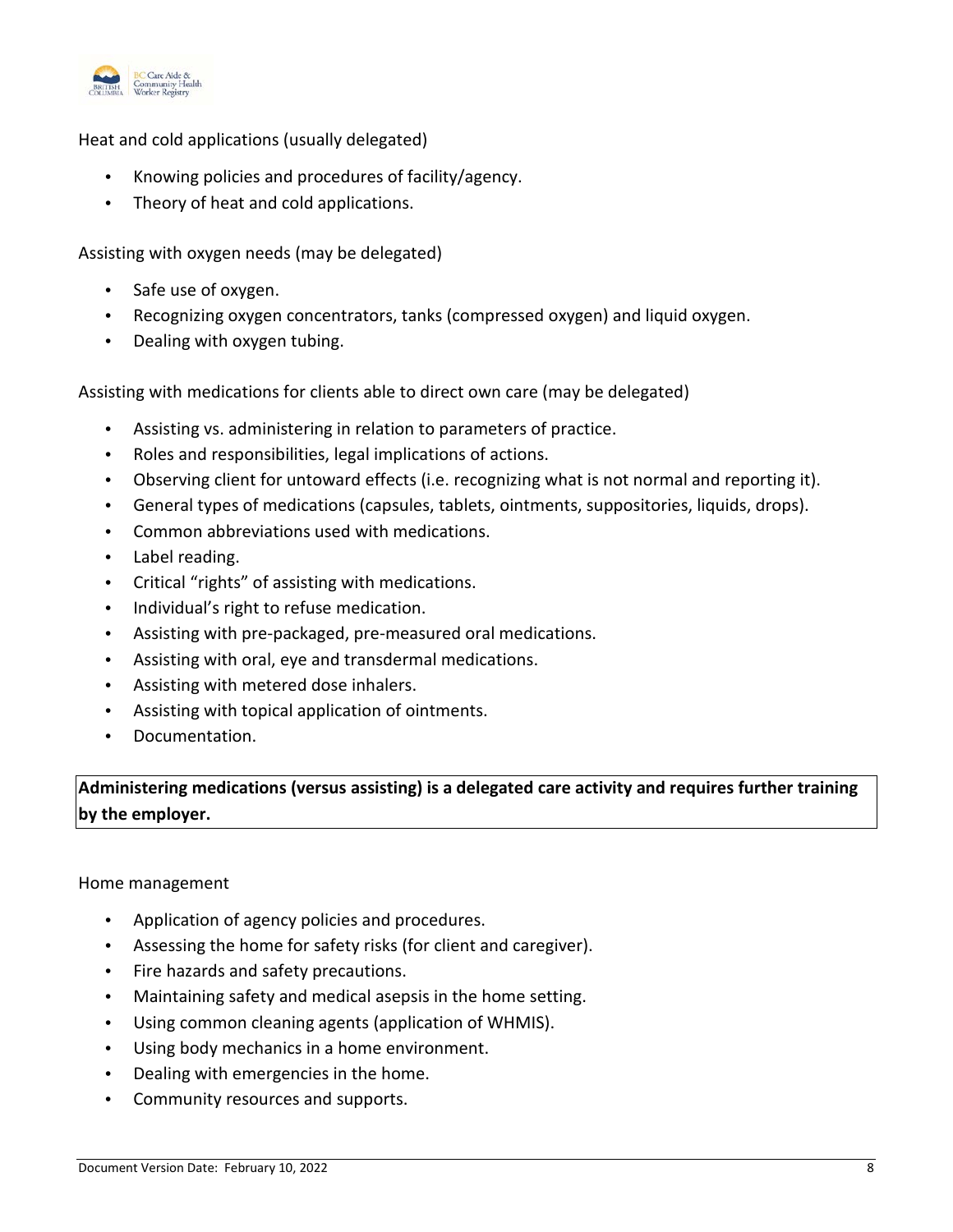Heat and cold applications (usually delegated)

- Knowing policies and procedures of facility/agency.
- Theory of heat and cold applications.

Assisting with oxygen needs (may be delegated)

- Safe use of oxygen.
- Recognizing oxygen concentrators, tanks (compressed oxygen) and liquid oxygen.
- Dealing with oxygen tubing.

Assisting with medications for clients able to direct own care (may be delegated)

- Assisting vs. administering in relation to parameters of practice.
- Roles and responsibilities, legal implications of actions.
- Observing client for untoward effects (i.e. recognizing what is not normal and reporting it).
- General types of medications (capsules, tablets, ointments, suppositories, liquids, drops).
- Common abbreviations used with medications.
- Label reading.
- Critical "rights" of assisting with medications.
- Individual's right to refuse medication.
- Assisting with pre-packaged, pre-measured oral medications.
- Assisting with oral, eye and transdermal medications.
- Assisting with metered dose inhalers.
- Assisting with topical application of ointments.
- Documentation.

**Administering medications (versus assisting) is a delegated care activity and requires further training by the employer.**

Home management

- Application of agency policies and procedures.
- Assessing the home for safety risks (for client and caregiver).
- Fire hazards and safety precautions.
- Maintaining safety and medical asepsis in the home setting.
- Using common cleaning agents (application of WHMIS).
- Using body mechanics in a home environment.
- Dealing with emergencies in the home.
- Community resources and supports.